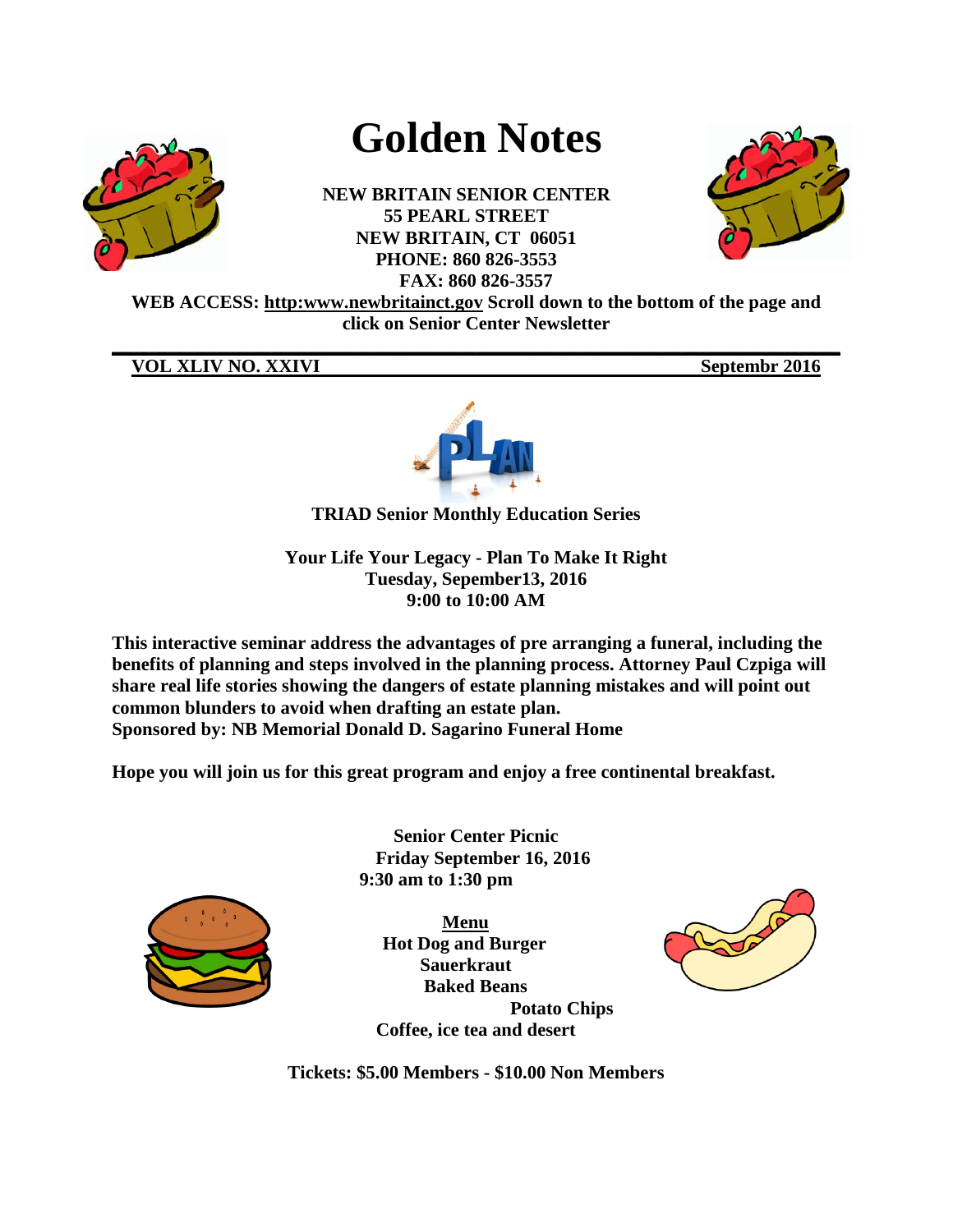# Golden Notes

**NEW BRITAIN SENIOR CENTER**
**55 PEARL STREET**
**NEW BRITAIN, CT 06051**
**PHONE: 860 826-3553**
**FAX: 860 826-3557**

**WEB ACCESS: http:www.newbritainct.gov Scroll down to the bottom of the page and click on Senior Center Newsletter**

---

**VOL XLIV NO. XXIVI** **Septembr 2016**

**TRIAD Senior Monthly Education Series**

**Your Life Your Legacy - Plan To Make It Right**
**Tuesday, Sepember13, 2016**
**9:00 to 10:00 AM**

**This interactive seminar address the advantages of pre arranging a funeral, including the benefits of planning and steps involved in the planning process. Attorney Paul Czpiga will share real life stories showing the dangers of estate planning mistakes and will point out common blunders to avoid when drafting an estate plan.**
**Sponsored by: NB Memorial Donald D. Sagarino Funeral Home**

**Hope you will join us for this great program and enjoy a free continental breakfast.**

**Senior Center Picnic**
**Friday September 16, 2016**
**9:30 am to 1:30 pm**

**Menu**
**Hot Dog and Burger**
**Sauerkraut**
**Baked Beans**
**Potato Chips**
**Coffee, ice tea and desert**

**Tickets: $5.00 Members - $10.00 Non Members**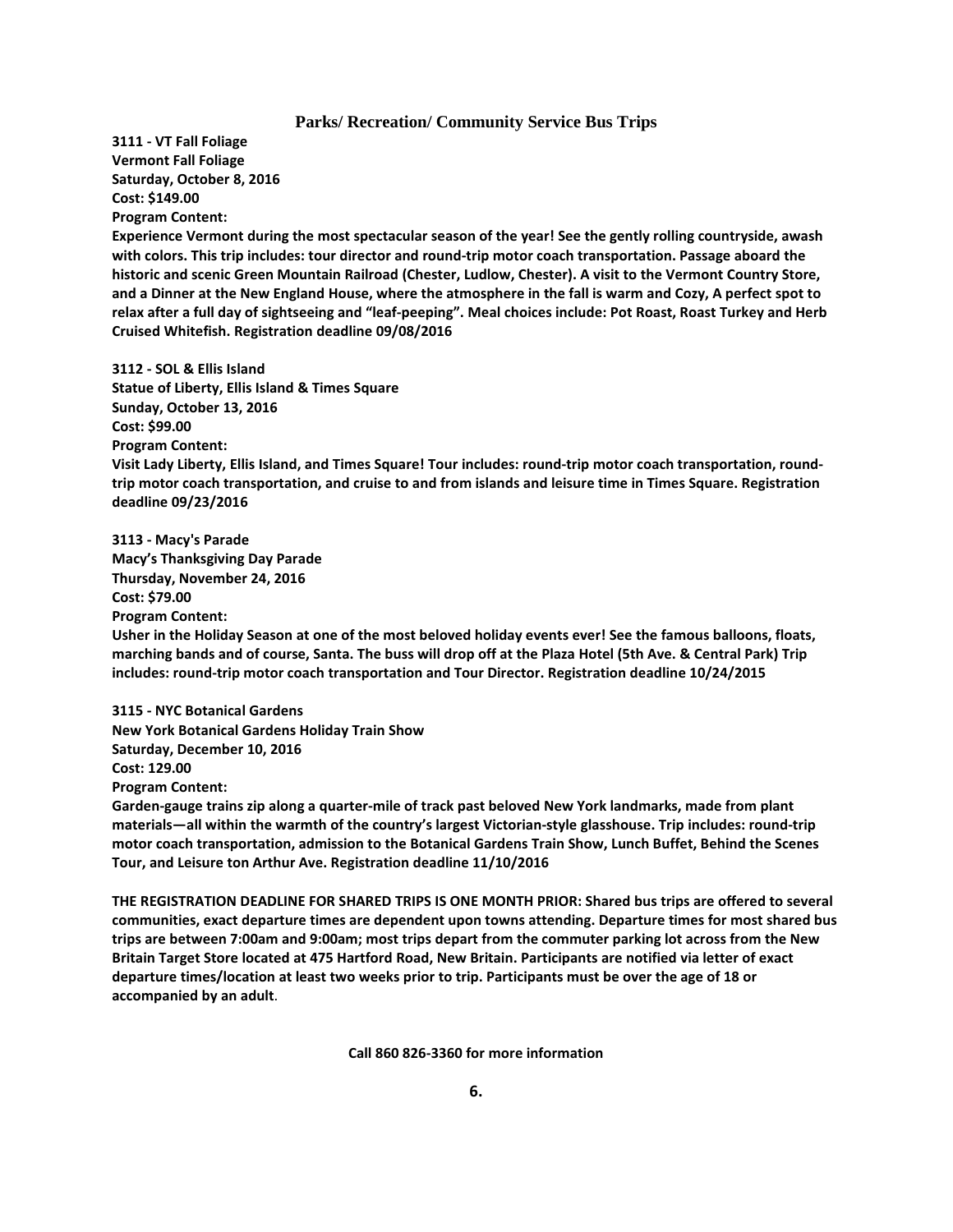## Parks/ Recreation/ Community Service Bus Trips

**3111 - VT Fall Foliage**
**Vermont Fall Foliage**
**Saturday, October 8, 2016**
**Cost: $149.00**
**Program Content:**
**Experience Vermont during the most spectacular season of the year! See the gently rolling countryside, awash with colors. This trip includes: tour director and round-trip motor coach transportation. Passage aboard the historic and scenic Green Mountain Railroad (Chester, Ludlow, Chester). A visit to the Vermont Country Store, and a Dinner at the New England House, where the atmosphere in the fall is warm and Cozy, A perfect spot to relax after a full day of sightseeing and "leaf-peeping". Meal choices include: Pot Roast, Roast Turkey and Herb Cruised Whitefish. Registration deadline 09/08/2016**

**3112 - SOL & Ellis Island**
**Statue of Liberty, Ellis Island & Times Square**
**Sunday, October 13, 2016**
**Cost: $99.00**
**Program Content:**
**Visit Lady Liberty, Ellis Island, and Times Square! Tour includes: round-trip motor coach transportation, round-trip motor coach transportation, and cruise to and from islands and leisure time in Times Square. Registration deadline 09/23/2016**

**3113 - Macy's Parade**
**Macy's Thanksgiving Day Parade**
**Thursday, November 24, 2016**
**Cost: $79.00**
**Program Content:**
**Usher in the Holiday Season at one of the most beloved holiday events ever! See the famous balloons, floats, marching bands and of course, Santa. The buss will drop off at the Plaza Hotel (5th Ave. & Central Park) Trip includes: round-trip motor coach transportation and Tour Director. Registration deadline 10/24/2015**

**3115 - NYC Botanical Gardens**
**New York Botanical Gardens Holiday Train Show**
**Saturday, December 10, 2016**
**Cost: 129.00**
**Program Content:**
**Garden-gauge trains zip along a quarter-mile of track past beloved New York landmarks, made from plant materials—all within the warmth of the country's largest Victorian-style glasshouse. Trip includes: round-trip motor coach transportation, admission to the Botanical Gardens Train Show, Lunch Buffet, Behind the Scenes Tour, and Leisure ton Arthur Ave. Registration deadline 11/10/2016**

**THE REGISTRATION DEADLINE FOR SHARED TRIPS IS ONE MONTH PRIOR: Shared bus trips are offered to several communities, exact departure times are dependent upon towns attending. Departure times for most shared bus trips are between 7:00am and 9:00am; most trips depart from the commuter parking lot across from the New Britain Target Store located at 475 Hartford Road, New Britain. Participants are notified via letter of exact departure times/location at least two weeks prior to trip. Participants must be over the age of 18 or accompanied by an adult**.

**Call 860 826-3360 for more information**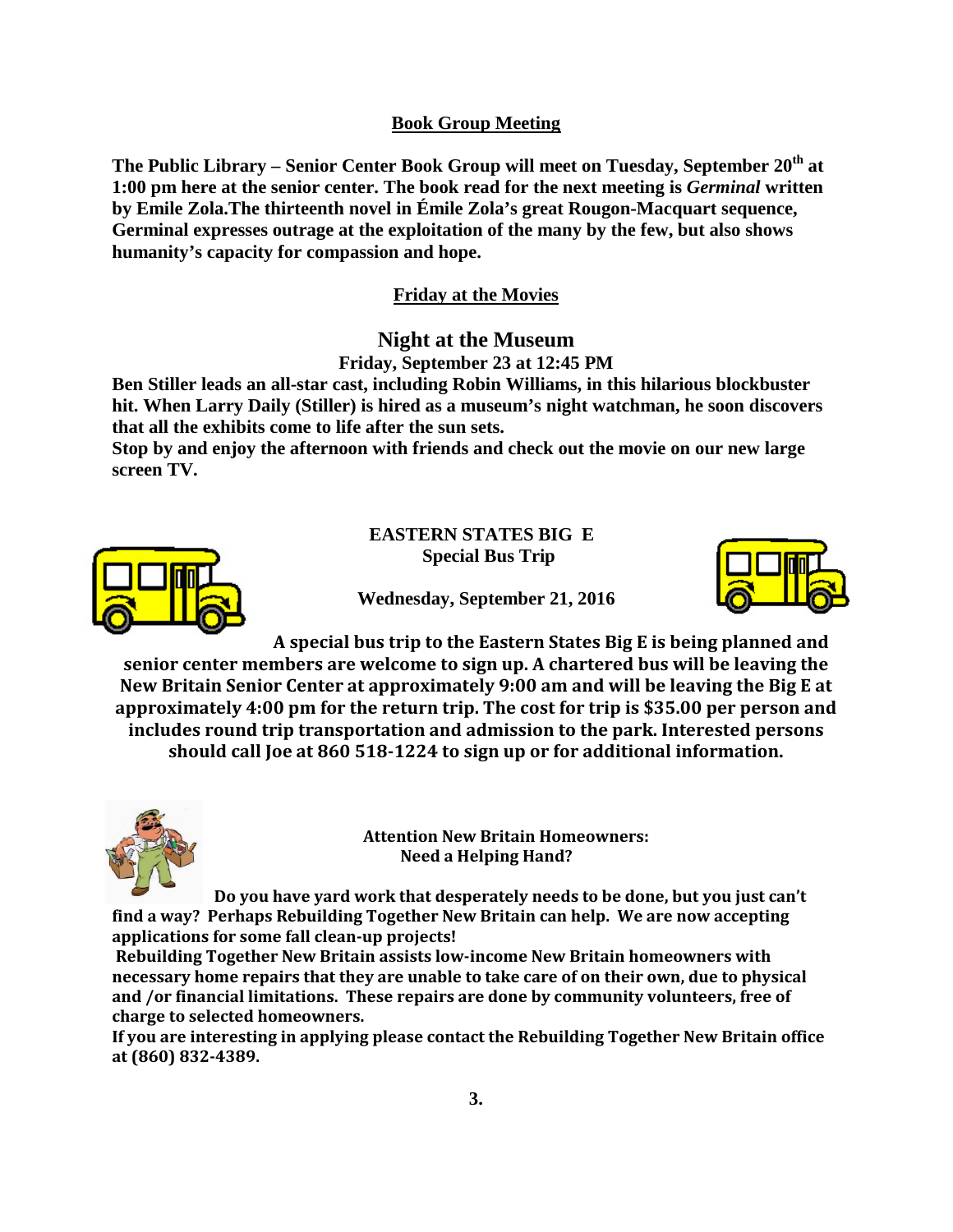## Book Group Meeting

**The Public Library – Senior Center Book Group will meet on Tuesday, September 20th at 1:00 pm here at the senior center. The book read for the next meeting is *Germinal* written by Emile Zola.The thirteenth novel in Émile Zola's great Rougon-Macquart sequence, Germinal expresses outrage at the exploitation of the many by the few, but also shows humanity's capacity for compassion and hope.**

## Friday at the Movies

### Night at the Museum

**Friday, September 23 at 12:45 PM**

**Ben Stiller leads an all-star cast, including Robin Williams, in this hilarious blockbuster hit. When Larry Daily (Stiller) is hired as a museum's night watchman, he soon discovers that all the exhibits come to life after the sun sets.**

**Stop by and enjoy the afternoon with friends and check out the movie on our new large screen TV.**

## EASTERN STATES BIG E

**Special Bus Trip**

**Wednesday, September 21, 2016**

**A special bus trip to the Eastern States Big E is being planned and senior center members are welcome to sign up. A chartered bus will be leaving the New Britain Senior Center at approximately 9:00 am and will be leaving the Big E at approximately 4:00 pm for the return trip. The cost for trip is $35.00 per person and includes round trip transportation and admission to the park. Interested persons should call Joe at 860 518-1224 to sign up or for additional information.**

## Attention New Britain Homeowners: Need a Helping Hand?

**Do you have yard work that desperately needs to be done, but you just can't find a way? Perhaps Rebuilding Together New Britain can help. We are now accepting applications for some fall clean-up projects!**

**Rebuilding Together New Britain assists low-income New Britain homeowners with necessary home repairs that they are unable to take care of on their own, due to physical and /or financial limitations. These repairs are done by community volunteers, free of charge to selected homeowners.**

**If you are interesting in applying please contact the Rebuilding Together New Britain office at (860) 832-4389.**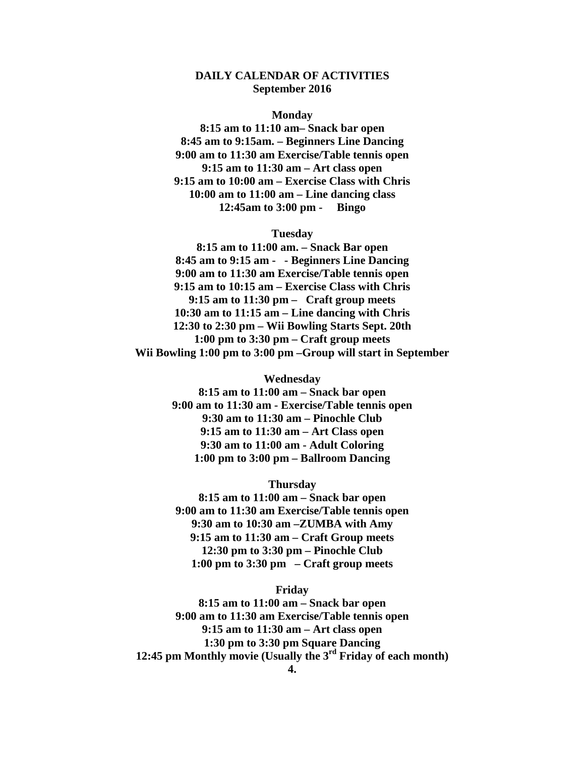**DAILY CALENDAR OF ACTIVITIES**
**September 2016**

**Monday**

**8:15 am to 11:10 am– Snack bar open**
**8:45 am to 9:15am. – Beginners Line Dancing**
**9:00 am to 11:30 am Exercise/Table tennis open**
**9:15 am to 11:30 am – Art class open**
**9:15 am to 10:00 am – Exercise Class with Chris**
**10:00 am to 11:00 am – Line dancing class**
**12:45am to 3:00 pm - Bingo**

**Tuesday**

**8:15 am to 11:00 am. – Snack Bar open**
**8:45 am to 9:15 am - - Beginners Line Dancing**
**9:00 am to 11:30 am Exercise/Table tennis open**
**9:15 am to 10:15 am – Exercise Class with Chris**
**9:15 am to 11:30 pm – Craft group meets**
**10:30 am to 11:15 am – Line dancing with Chris**
**12:30 to 2:30 pm – Wii Bowling Starts Sept. 20th**
**1:00 pm to 3:30 pm – Craft group meets**
**Wii Bowling 1:00 pm to 3:00 pm –Group will start in September**

**Wednesday**

**8:15 am to 11:00 am – Snack bar open**
**9:00 am to 11:30 am - Exercise/Table tennis open**
**9:30 am to 11:30 am – Pinochle Club**
**9:15 am to 11:30 am – Art Class open**
**9:30 am to 11:00 am - Adult Coloring**
**1:00 pm to 3:00 pm – Ballroom Dancing**

**Thursday**

**8:15 am to 11:00 am – Snack bar open**
**9:00 am to 11:30 am Exercise/Table tennis open**
**9:30 am to 10:30 am –ZUMBA with Amy**
**9:15 am to 11:30 am – Craft Group meets**
**12:30 pm to 3:30 pm – Pinochle Club**
**1:00 pm to 3:30 pm – Craft group meets**

**Friday**

**8:15 am to 11:00 am – Snack bar open**
**9:00 am to 11:30 am Exercise/Table tennis open**
**9:15 am to 11:30 am – Art class open**
**1:30 pm to 3:30 pm Square Dancing**
**12:45 pm Monthly movie (Usually the 3rd Friday of each month)**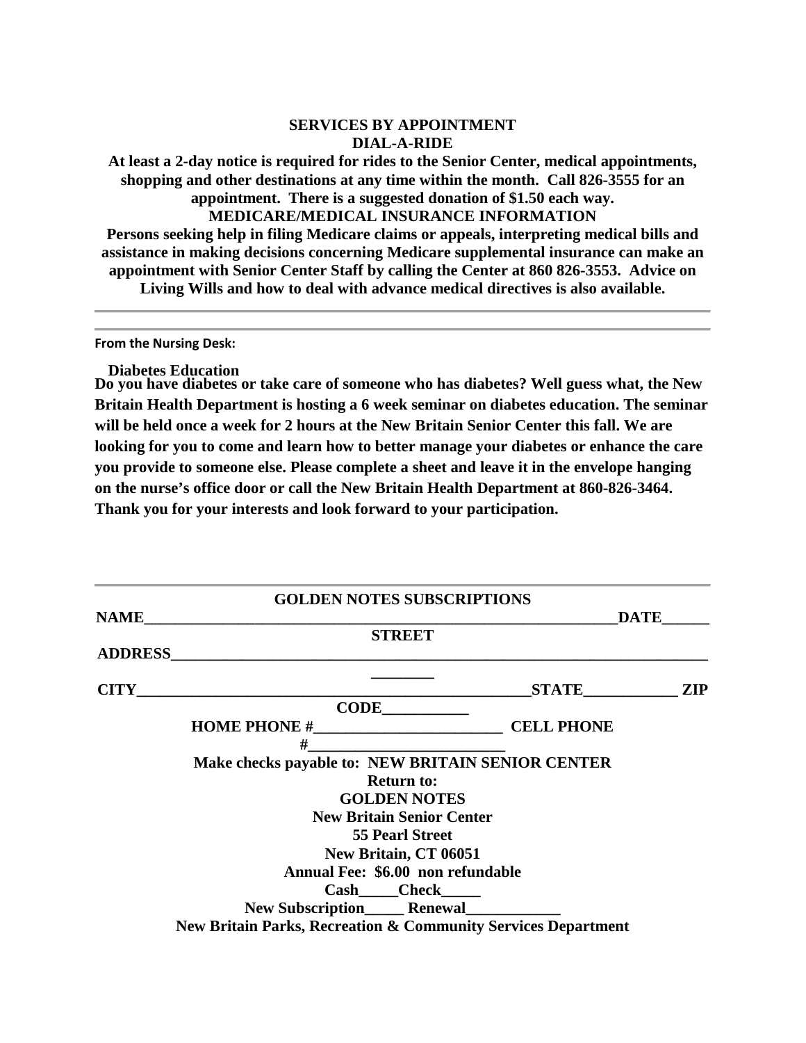## SERVICES BY APPOINTMENT

### DIAL-A-RIDE

**At least a 2-day notice is required for rides to the Senior Center, medical appointments, shopping and other destinations at any time within the month. Call 826-3555 for an appointment. There is a suggested donation of $1.50 each way.**

### MEDICARE/MEDICAL INSURANCE INFORMATION

**Persons seeking help in filing Medicare claims or appeals, interpreting medical bills and assistance in making decisions concerning Medicare supplemental insurance can make an appointment with Senior Center Staff by calling the Center at 860 826-3553. Advice on Living Wills and how to deal with advance medical directives is also available.**

---

**From the Nursing Desk:**

**Diabetes Education**

**Do you have diabetes or take care of someone who has diabetes? Well guess what, the New Britain Health Department is hosting a 6 week seminar on diabetes education. The seminar will be held once a week for 2 hours at the New Britain Senior Center this fall. We are looking for you to come and learn how to better manage your diabetes or enhance the care you provide to someone else. Please complete a sheet and leave it in the envelope hanging on the nurse's office door or call the New Britain Health Department at 860-826-3464. Thank you for your interests and look forward to your participation.**

---

### GOLDEN NOTES SUBSCRIPTIONS

**NAME**_______________________________________________________________**DATE**______

**STREET ADDRESS**__________________________________________________________________________

**CITY**_________________________________________________**STATE**____________ **ZIP CODE**___________

**HOME PHONE #**________________________ **CELL PHONE #**_________________________

**Make checks payable to: NEW BRITAIN SENIOR CENTER**

**Return to:**
**GOLDEN NOTES**
**New Britain Senior Center**
**55 Pearl Street**
**New Britain, CT 06051**

**Annual Fee: $6.00 non refundable**

**Cash_____Check_____**

**New Subscription_____ Renewal____________**

**New Britain Parks, Recreation & Community Services Department**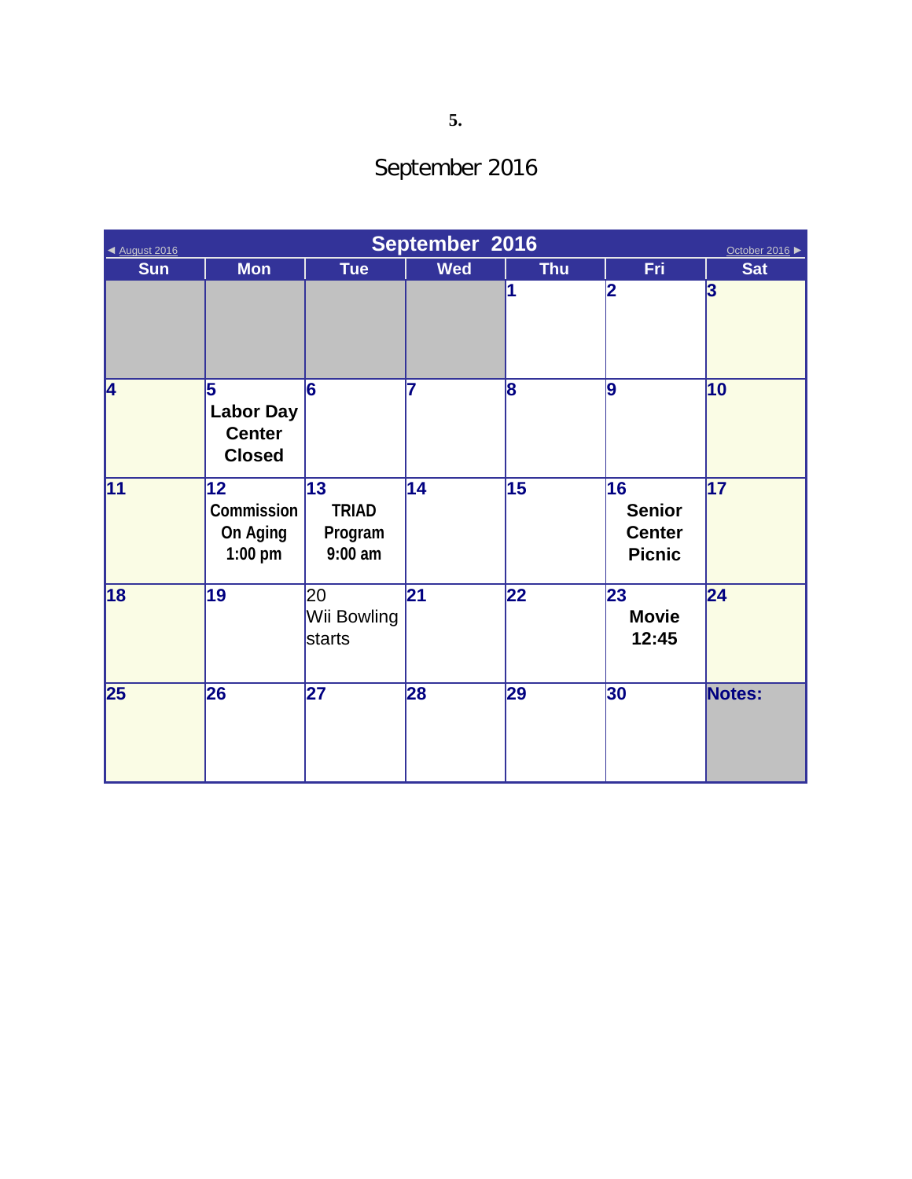**5.**

# September 2016

| ◄ August 2016 | | | September 2016 | | | October 2016 ► |
|---|---|---|---|---|---|---|
| **Sun** | **Mon** | **Tue** | **Wed** | **Thu** | **Fri** | **Sat** |
| | | | | 1 | 2 | 3 |
| 4 | 5 Labor Day Center Closed | 6 | 7 | 8 | 9 | 10 |
| 11 | 12 Commission On Aging 1:00 pm | 13 TRIAD Program 9:00 am | 14 | 15 | 16 Senior Center Picnic | 17 |
| 18 | 19 | 20 Wii Bowling starts | 21 | 22 | 23 Movie 12:45 | 24 |
| 25 | 26 | 27 | 28 | 29 | 30 | Notes: |